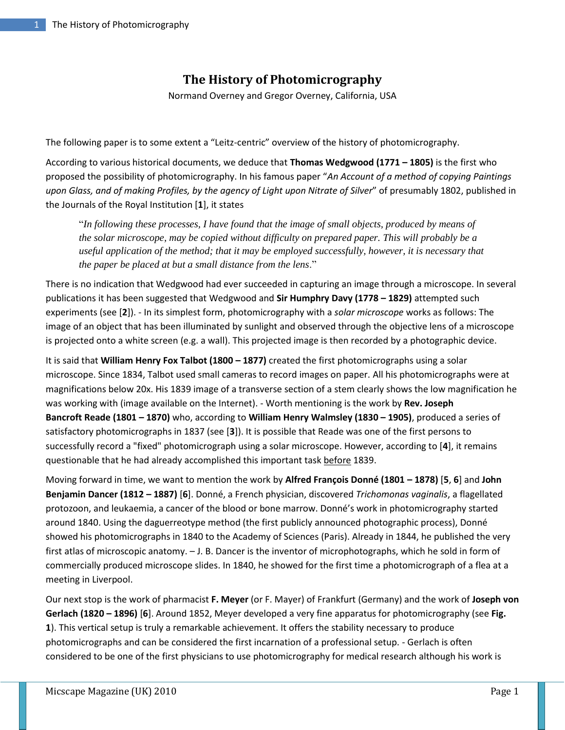# The History of Photomicrography

Normand Overney and Gregor Overney, California, USA

The following paper is to some extent a "Leitz-centric" overview of the history of photomicrography.

According to various historical documents, we deduce that **Thomas Wedgwood (1771 – 1805)** is the first who proposed the possibility of photomicrography. In his famous paper "*An Account of a method of copying Paintings upon Glass, and of making Profiles, by the agency of Light upon Nitrate of Silver*" of presumably 1802, published in the Journals of the Royal Institution [**1**], it states

> "*In following these processes, I have found that the image of small objects, produced by means of the solar microscope, may be copied without difficulty on prepared paper. This will probably be a useful application of the method; that it may be employed successfully, however, it is necessary that the paper be placed at but a small distance from the lens*."

There is no indication that Wedgwood had ever succeeded in capturing an image through a microscope. In several publications it has been suggested that Wedgwood and **Sir Humphry Davy (1778 – 1829)** attempted such experiments (see [**2**]). - In its simplest form, photomicrography with a *solar microscope* works as follows: The image of an object that has been illuminated by sunlight and observed through the objective lens of a microscope is projected onto a white screen (e.g. a wall). This projected image is then recorded by a photographic device.

It is said that **William Henry Fox Talbot (1800 – 1877)** created the first photomicrographs using a solar microscope. Since 1834, Talbot used small cameras to record images on paper. All his photomicrographs were at magnifications below 20x. His 1839 image of a transverse section of a stem clearly shows the low magnification he was working with (image available on the Internet). - Worth mentioning is the work by **Rev. Joseph Bancroft Reade (1801 – 1870)** who, according to **William Henry Walmsley (1830 – 1905)**, produced a series of satisfactory photomicrographs in 1837 (see [**3**]). It is possible that Reade was one of the first persons to successfully record a "fixed" photomicrograph using a solar microscope. However, according to [**4**], it remains questionable that he had already accomplished this important task <u>before</u> 1839.

Moving forward in time, we want to mention the work by **Alfred François Donné (1801 – 1878)** [**5**, **6**] and **John Benjamin Dancer (1812 – 1887)** [**6**]. Donné, a French physician, discovered *Trichomonas vaginalis*, a flagellated protozoon, and leukaemia, a cancer of the blood or bone marrow. Donné's work in photomicrography started around 1840. Using the daguerreotype method (the first publicly announced photographic process), Donné showed his photomicrographs in 1840 to the Academy of Sciences (Paris). Already in 1844, he published the very first atlas of microscopic anatomy. – J. B. Dancer is the inventor of microphotographs, which he sold in form of commercially produced microscope slides. In 1840, he showed for the first time a photomicrograph of a flea at a meeting in Liverpool.

Our next stop is the work of pharmacist **F. Meyer** (or F. Mayer) of Frankfurt (Germany) and the work of **Joseph von Gerlach (1820 – 1896)** [**6**]. Around 1852, Meyer developed a very fine apparatus for photomicrography (see **Fig. 1**). This vertical setup is truly a remarkable achievement. It offers the stability necessary to produce photomicrographs and can be considered the first incarnation of a professional setup. - Gerlach is often considered to be one of the first physicians to use photomicrography for medical research although his work is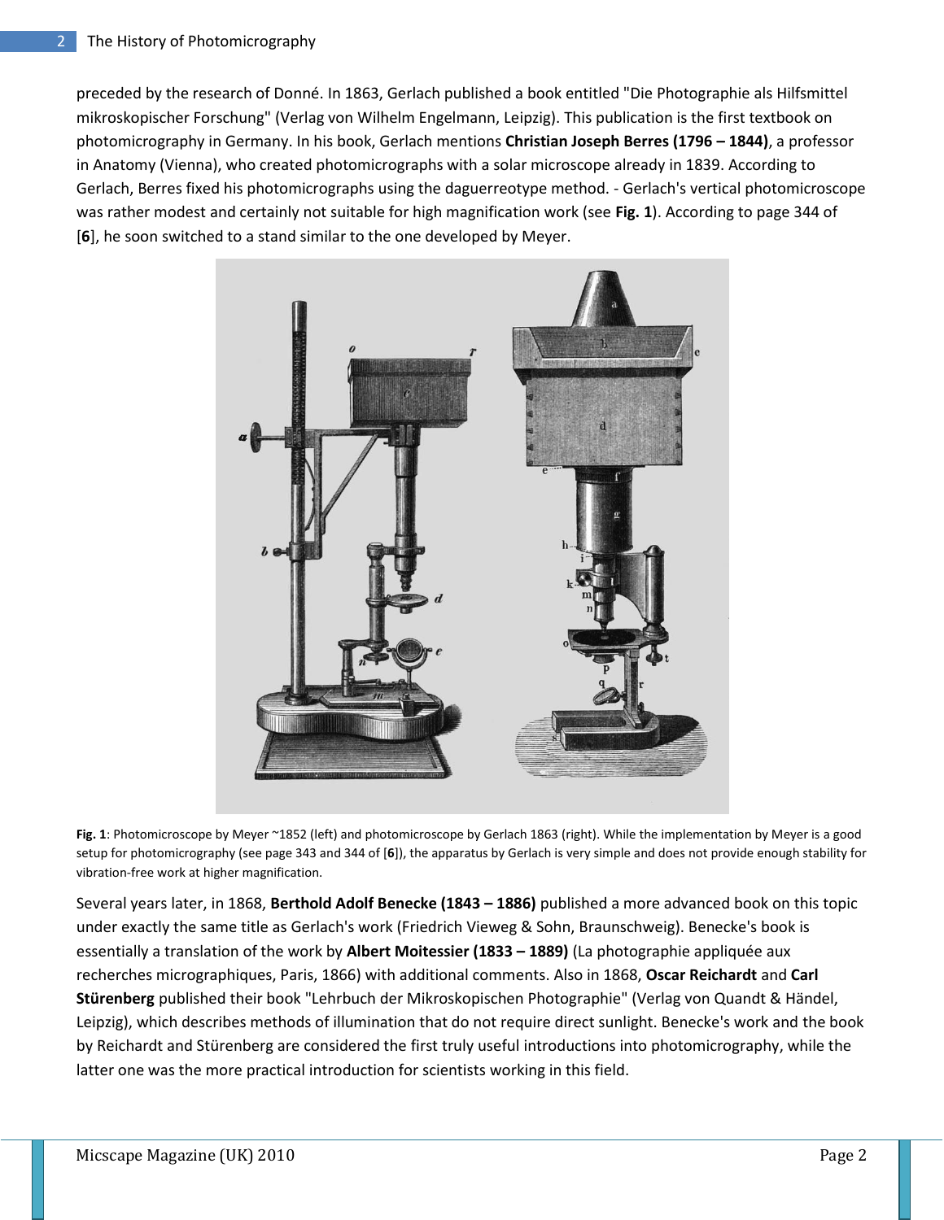preceded by the research of Donné. In 1863, Gerlach published a book entitled "Die Photographie als Hilfsmittel mikroskopischer Forschung" (Verlag von Wilhelm Engelmann, Leipzig). This publication is the first textbook on photomicrography in Germany. In his book, Gerlach mentions **Christian Joseph Berres (1796 – 1844)**, a professor in Anatomy (Vienna), who created photomicrographs with a solar microscope already in 1839. According to Gerlach, Berres fixed his photomicrographs using the daguerreotype method. - Gerlach's vertical photomicroscope was rather modest and certainly not suitable for high magnification work (see **Fig. 1**). According to page 344 of [**6**], he soon switched to a stand similar to the one developed by Meyer.

**Fig. 1**: Photomicroscope by Meyer ~1852 (left) and photomicroscope by Gerlach 1863 (right). While the implementation by Meyer is a good setup for photomicrography (see page 343 and 344 of [**6**]), the apparatus by Gerlach is very simple and does not provide enough stability for vibration-free work at higher magnification.

Several years later, in 1868, **Berthold Adolf Benecke (1843 – 1886)** published a more advanced book on this topic under exactly the same title as Gerlach's work (Friedrich Vieweg & Sohn, Braunschweig). Benecke's book is essentially a translation of the work by **Albert Moitessier (1833 – 1889)** (La photographie appliquée aux recherches micrographiques, Paris, 1866) with additional comments. Also in 1868, **Oscar Reichardt** and **Carl Stürenberg** published their book "Lehrbuch der Mikroskopischen Photographie" (Verlag von Quandt & Händel, Leipzig), which describes methods of illumination that do not require direct sunlight. Benecke's work and the book by Reichardt and Stürenberg are considered the first truly useful introductions into photomicrography, while the latter one was the more practical introduction for scientists working in this field.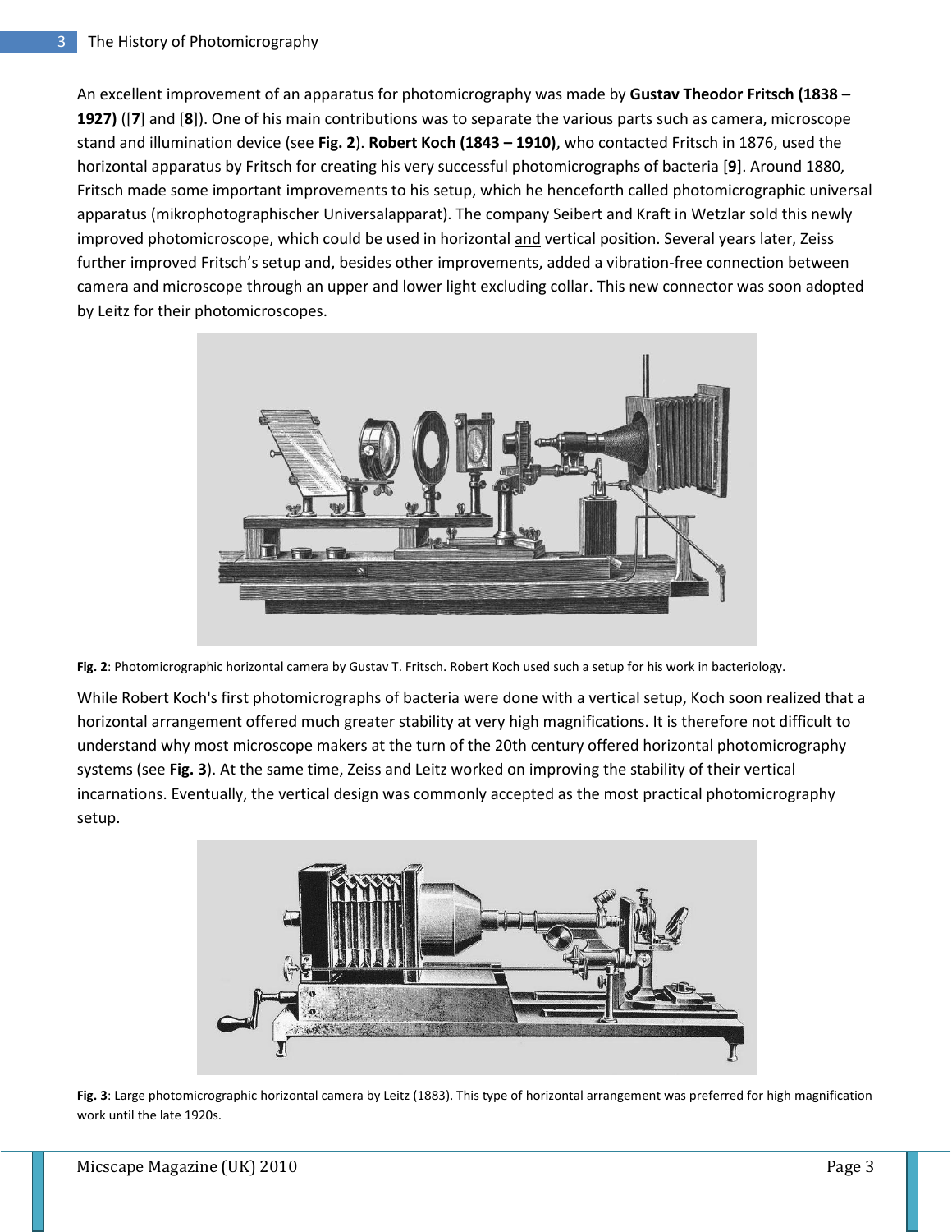An excellent improvement of an apparatus for photomicrography was made by **Gustav Theodor Fritsch (1838 – 1927)** ([**7**] and [**8**]). One of his main contributions was to separate the various parts such as camera, microscope stand and illumination device (see **Fig. 2**). **Robert Koch (1843 – 1910)**, who contacted Fritsch in 1876, used the horizontal apparatus by Fritsch for creating his very successful photomicrographs of bacteria [**9**]. Around 1880, Fritsch made some important improvements to his setup, which he henceforth called photomicrographic universal apparatus (mikrophotographischer Universalapparat). The company Seibert and Kraft in Wetzlar sold this newly improved photomicroscope, which could be used in horizontal and vertical position. Several years later, Zeiss further improved Fritsch's setup and, besides other improvements, added a vibration-free connection between camera and microscope through an upper and lower light excluding collar. This new connector was soon adopted by Leitz for their photomicroscopes.

**Fig. 2**: Photomicrographic horizontal camera by Gustav T. Fritsch. Robert Koch used such a setup for his work in bacteriology.

While Robert Koch's first photomicrographs of bacteria were done with a vertical setup, Koch soon realized that a horizontal arrangement offered much greater stability at very high magnifications. It is therefore not difficult to understand why most microscope makers at the turn of the 20th century offered horizontal photomicrography systems (see **Fig. 3**). At the same time, Zeiss and Leitz worked on improving the stability of their vertical incarnations. Eventually, the vertical design was commonly accepted as the most practical photomicrography setup.

**Fig. 3**: Large photomicrographic horizontal camera by Leitz (1883). This type of horizontal arrangement was preferred for high magnification work until the late 1920s.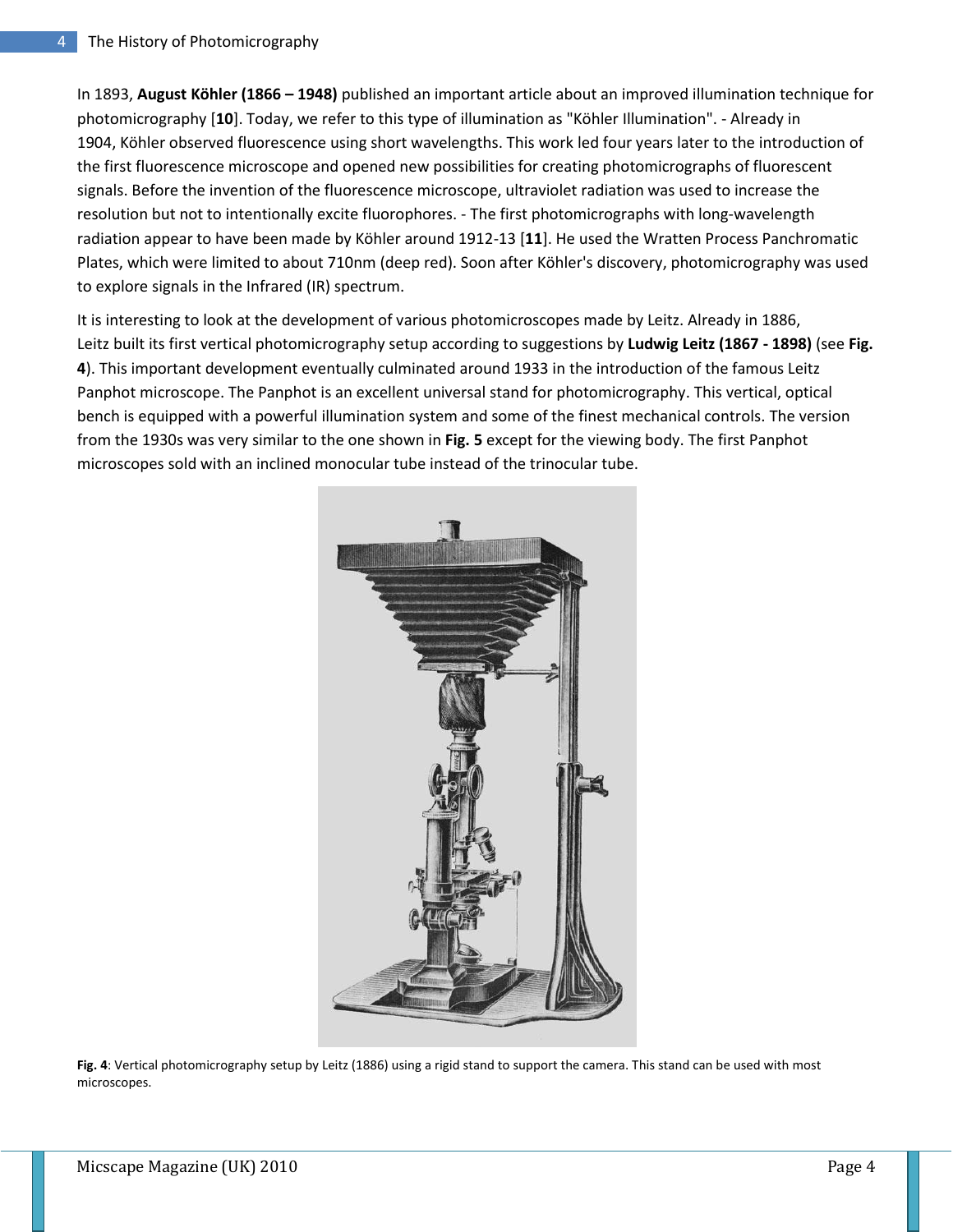In 1893, **August Köhler (1866 – 1948)** published an important article about an improved illumination technique for photomicrography [**10**]. Today, we refer to this type of illumination as "Köhler Illumination". - Already in 1904, Köhler observed fluorescence using short wavelengths. This work led four years later to the introduction of the first fluorescence microscope and opened new possibilities for creating photomicrographs of fluorescent signals. Before the invention of the fluorescence microscope, ultraviolet radiation was used to increase the resolution but not to intentionally excite fluorophores. - The first photomicrographs with long-wavelength radiation appear to have been made by Köhler around 1912-13 [**11**]. He used the Wratten Process Panchromatic Plates, which were limited to about 710nm (deep red). Soon after Köhler's discovery, photomicrography was used to explore signals in the Infrared (IR) spectrum.

It is interesting to look at the development of various photomicroscopes made by Leitz. Already in 1886, Leitz built its first vertical photomicrography setup according to suggestions by **Ludwig Leitz (1867 - 1898)** (see **Fig. 4**). This important development eventually culminated around 1933 in the introduction of the famous Leitz Panphot microscope. The Panphot is an excellent universal stand for photomicrography. This vertical, optical bench is equipped with a powerful illumination system and some of the finest mechanical controls. The version from the 1930s was very similar to the one shown in **Fig. 5** except for the viewing body. The first Panphot microscopes sold with an inclined monocular tube instead of the trinocular tube.

**Fig. 4**: Vertical photomicrography setup by Leitz (1886) using a rigid stand to support the camera. This stand can be used with most microscopes.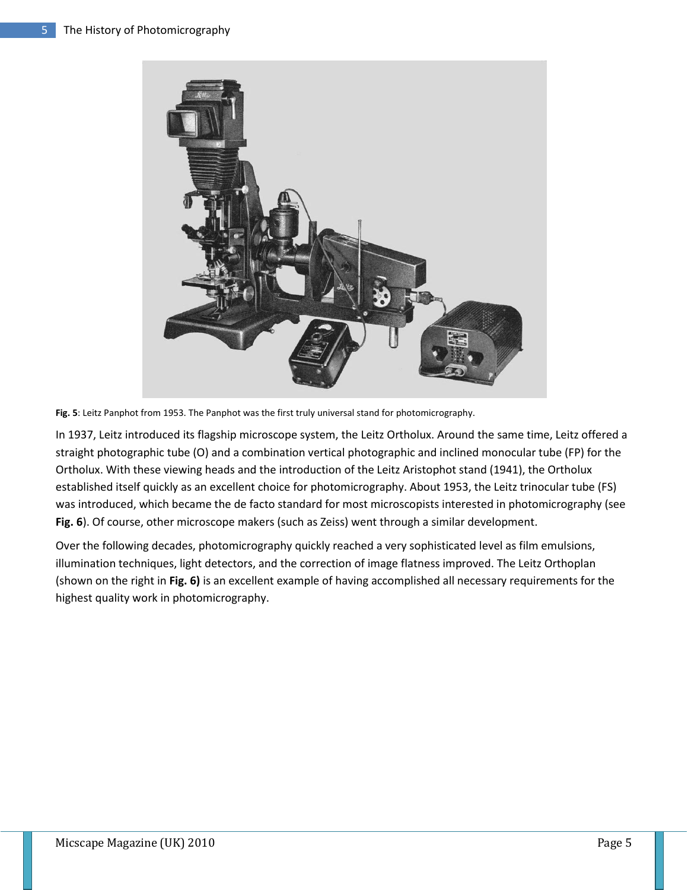**Fig. 5**: Leitz Panphot from 1953. The Panphot was the first truly universal stand for photomicrography.

In 1937, Leitz introduced its flagship microscope system, the Leitz Ortholux. Around the same time, Leitz offered a straight photographic tube (O) and a combination vertical photographic and inclined monocular tube (FP) for the Ortholux. With these viewing heads and the introduction of the Leitz Aristophot stand (1941), the Ortholux established itself quickly as an excellent choice for photomicrography. About 1953, the Leitz trinocular tube (FS) was introduced, which became the de facto standard for most microscopists interested in photomicrography (see **Fig. 6**). Of course, other microscope makers (such as Zeiss) went through a similar development.

Over the following decades, photomicrography quickly reached a very sophisticated level as film emulsions, illumination techniques, light detectors, and the correction of image flatness improved. The Leitz Orthoplan (shown on the right in **Fig. 6)** is an excellent example of having accomplished all necessary requirements for the highest quality work in photomicrography.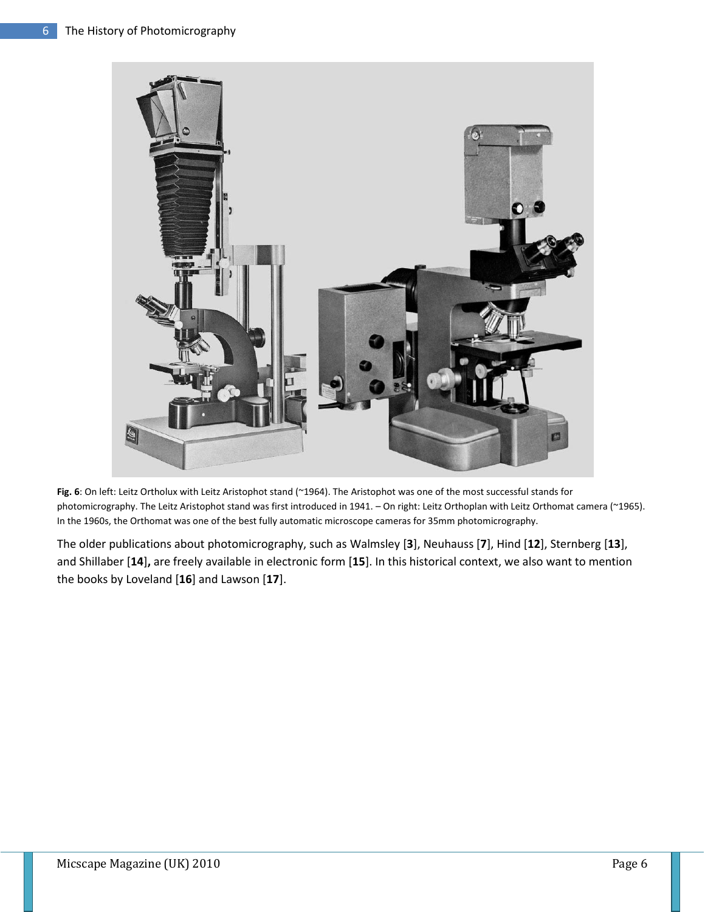**Fig. 6**: On left: Leitz Ortholux with Leitz Aristophot stand (~1964). The Aristophot was one of the most successful stands for photomicrography. The Leitz Aristophot stand was first introduced in 1941. – On right: Leitz Orthoplan with Leitz Orthomat camera (~1965). In the 1960s, the Orthomat was one of the best fully automatic microscope cameras for 35mm photomicrography.

The older publications about photomicrography, such as Walmsley [**3**], Neuhauss [**7**], Hind [**12**], Sternberg [**13**], and Shillaber [**14**]**,** are freely available in electronic form [**15**]. In this historical context, we also want to mention the books by Loveland [**16**] and Lawson [**17**].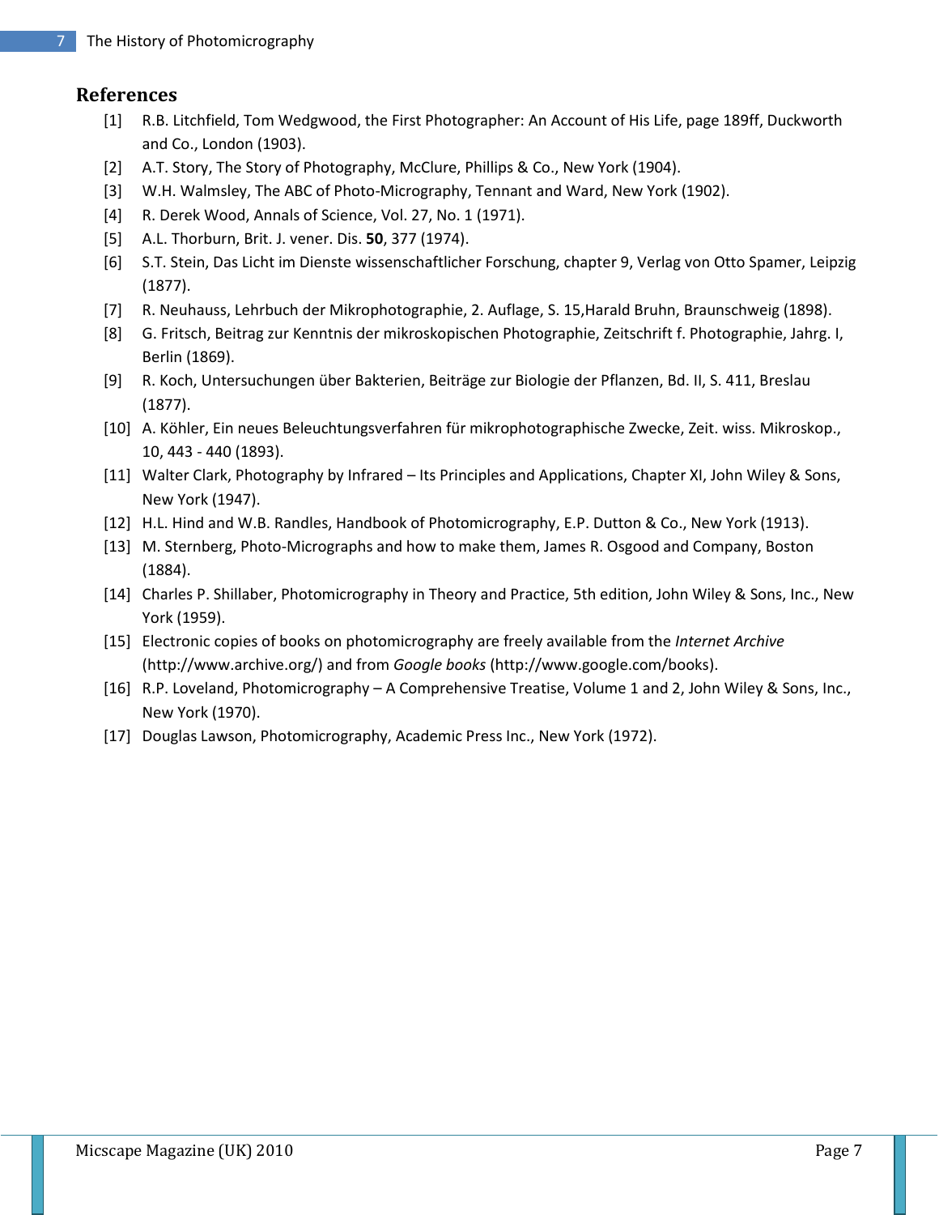## References

[1] R.B. Litchfield, Tom Wedgwood, the First Photographer: An Account of His Life, page 189ff, Duckworth and Co., London (1903).

[2] A.T. Story, The Story of Photography, McClure, Phillips & Co., New York (1904).

[3] W.H. Walmsley, The ABC of Photo-Micrography, Tennant and Ward, New York (1902).

[4] R. Derek Wood, Annals of Science, Vol. 27, No. 1 (1971).

[5] A.L. Thorburn, Brit. J. vener. Dis. **50**, 377 (1974).

[6] S.T. Stein, Das Licht im Dienste wissenschaftlicher Forschung, chapter 9, Verlag von Otto Spamer, Leipzig (1877).

[7] R. Neuhauss, Lehrbuch der Mikrophotographie, 2. Auflage, S. 15,Harald Bruhn, Braunschweig (1898).

[8] G. Fritsch, Beitrag zur Kenntnis der mikroskopischen Photographie, Zeitschrift f. Photographie, Jahrg. I, Berlin (1869).

[9] R. Koch, Untersuchungen über Bakterien, Beiträge zur Biologie der Pflanzen, Bd. II, S. 411, Breslau (1877).

[10] A. Köhler, Ein neues Beleuchtungsverfahren für mikrophotographische Zwecke, Zeit. wiss. Mikroskop., 10, 443 - 440 (1893).

[11] Walter Clark, Photography by Infrared – Its Principles and Applications, Chapter XI, John Wiley & Sons, New York (1947).

[12] H.L. Hind and W.B. Randles, Handbook of Photomicrography, E.P. Dutton & Co., New York (1913).

[13] M. Sternberg, Photo-Micrographs and how to make them, James R. Osgood and Company, Boston (1884).

[14] Charles P. Shillaber, Photomicrography in Theory and Practice, 5th edition, John Wiley & Sons, Inc., New York (1959).

[15] Electronic copies of books on photomicrography are freely available from the *Internet Archive* (http://www.archive.org/) and from *Google books* (http://www.google.com/books).

[16] R.P. Loveland, Photomicrography – A Comprehensive Treatise, Volume 1 and 2, John Wiley & Sons, Inc., New York (1970).

[17] Douglas Lawson, Photomicrography, Academic Press Inc., New York (1972).